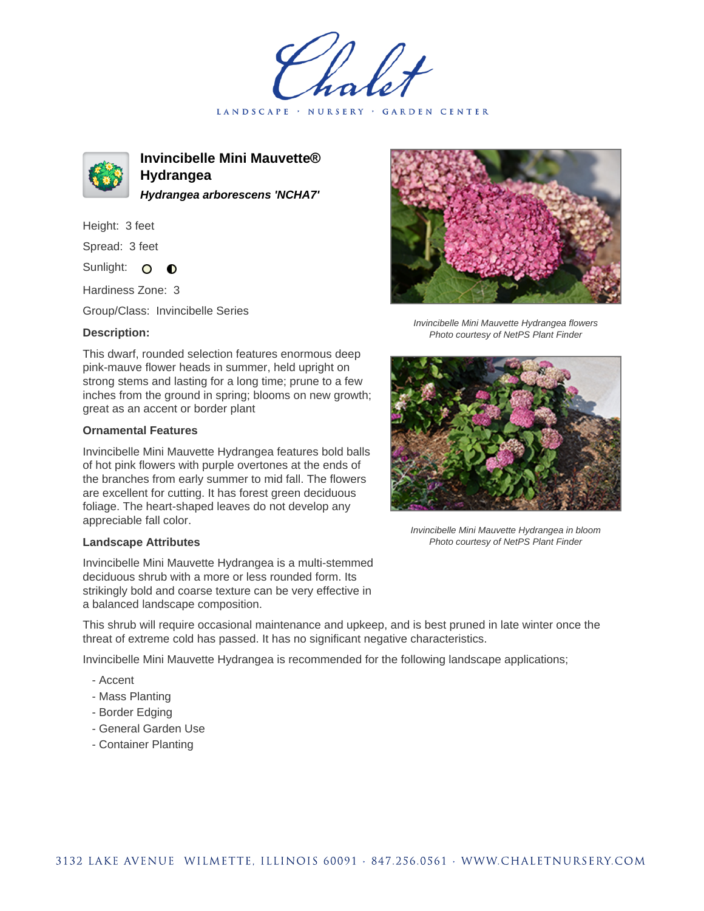Chalet

LANDSCAPE · NURSERY · GARDEN CENTER

# Invincibelle Mini Mauvette® Hydrangea

***Hydrangea arborescens 'NCHA7'***

Height: 3 feet

Spread: 3 feet

Sunlight: ○ ◐

Hardiness Zone: 3

Group/Class: Invincibelle Series

### Description:

This dwarf, rounded selection features enormous deep pink-mauve flower heads in summer, held upright on strong stems and lasting for a long time; prune to a few inches from the ground in spring; blooms on new growth; great as an accent or border plant

### Ornamental Features

Invincibelle Mini Mauvette Hydrangea features bold balls of hot pink flowers with purple overtones at the ends of the branches from early summer to mid fall. The flowers are excellent for cutting. It has forest green deciduous foliage. The heart-shaped leaves do not develop any appreciable fall color.

### Landscape Attributes

Invincibelle Mini Mauvette Hydrangea is a multi-stemmed deciduous shrub with a more or less rounded form. Its strikingly bold and coarse texture can be very effective in a balanced landscape composition.

This shrub will require occasional maintenance and upkeep, and is best pruned in late winter once the threat of extreme cold has passed. It has no significant negative characteristics.

Invincibelle Mini Mauvette Hydrangea is recommended for the following landscape applications;

- Accent
- Mass Planting
- Border Edging
- General Garden Use
- Container Planting

*Invincibelle Mini Mauvette Hydrangea flowers*
*Photo courtesy of NetPS Plant Finder*

*Invincibelle Mini Mauvette Hydrangea in bloom*
*Photo courtesy of NetPS Plant Finder*

3132 LAKE AVENUE WILMETTE, ILLINOIS 60091 · 847.256.0561 · WWW.CHALETNURSERY.COM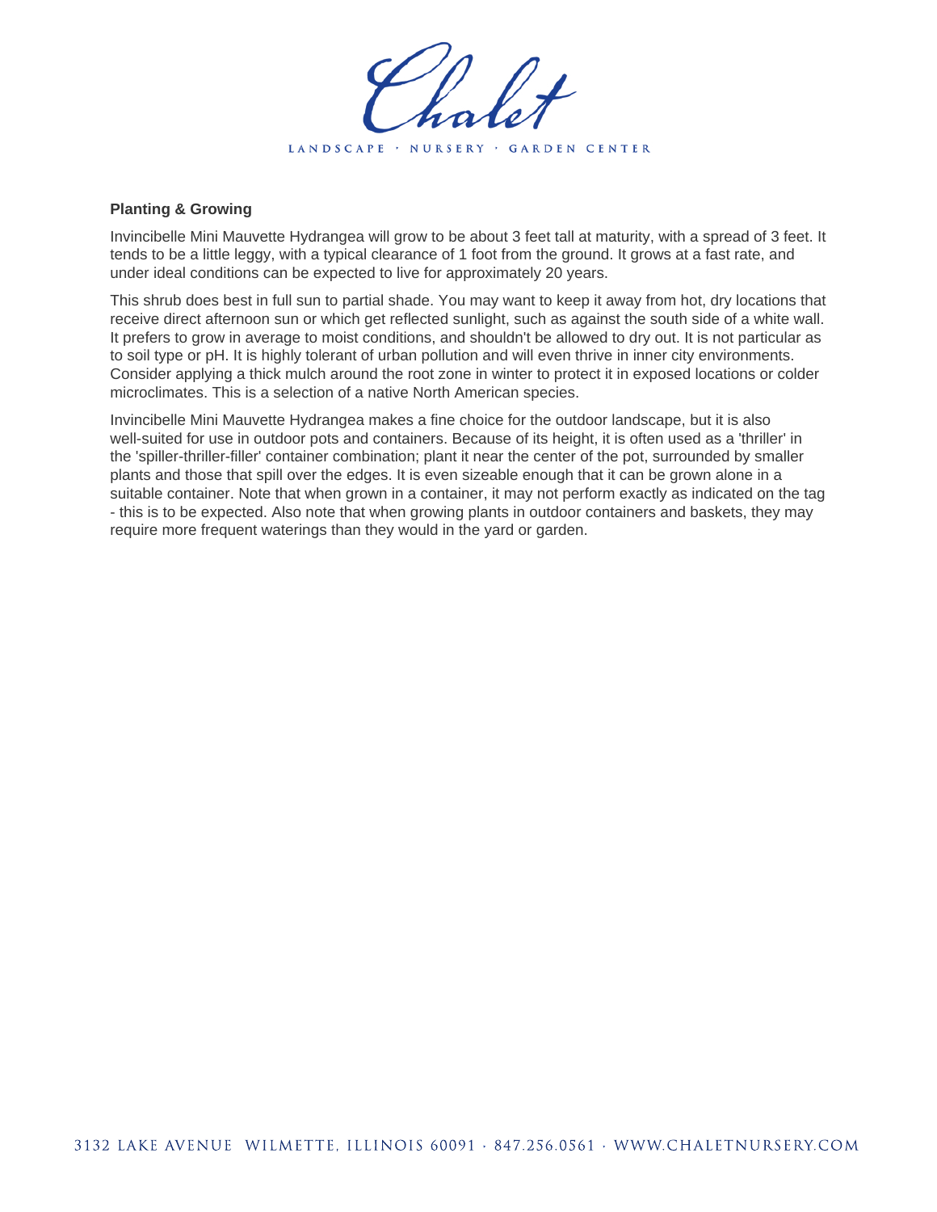**Planting & Growing**

Invincibelle Mini Mauvette Hydrangea will grow to be about 3 feet tall at maturity, with a spread of 3 feet. It tends to be a little leggy, with a typical clearance of 1 foot from the ground. It grows at a fast rate, and under ideal conditions can be expected to live for approximately 20 years.

This shrub does best in full sun to partial shade. You may want to keep it away from hot, dry locations that receive direct afternoon sun or which get reflected sunlight, such as against the south side of a white wall. It prefers to grow in average to moist conditions, and shouldn't be allowed to dry out. It is not particular as to soil type or pH. It is highly tolerant of urban pollution and will even thrive in inner city environments. Consider applying a thick mulch around the root zone in winter to protect it in exposed locations or colder microclimates. This is a selection of a native North American species.

Invincibelle Mini Mauvette Hydrangea makes a fine choice for the outdoor landscape, but it is also well-suited for use in outdoor pots and containers. Because of its height, it is often used as a 'thriller' in the 'spiller-thriller-filler' container combination; plant it near the center of the pot, surrounded by smaller plants and those that spill over the edges. It is even sizeable enough that it can be grown alone in a suitable container. Note that when grown in a container, it may not perform exactly as indicated on the tag - this is to be expected. Also note that when growing plants in outdoor containers and baskets, they may require more frequent waterings than they would in the yard or garden.